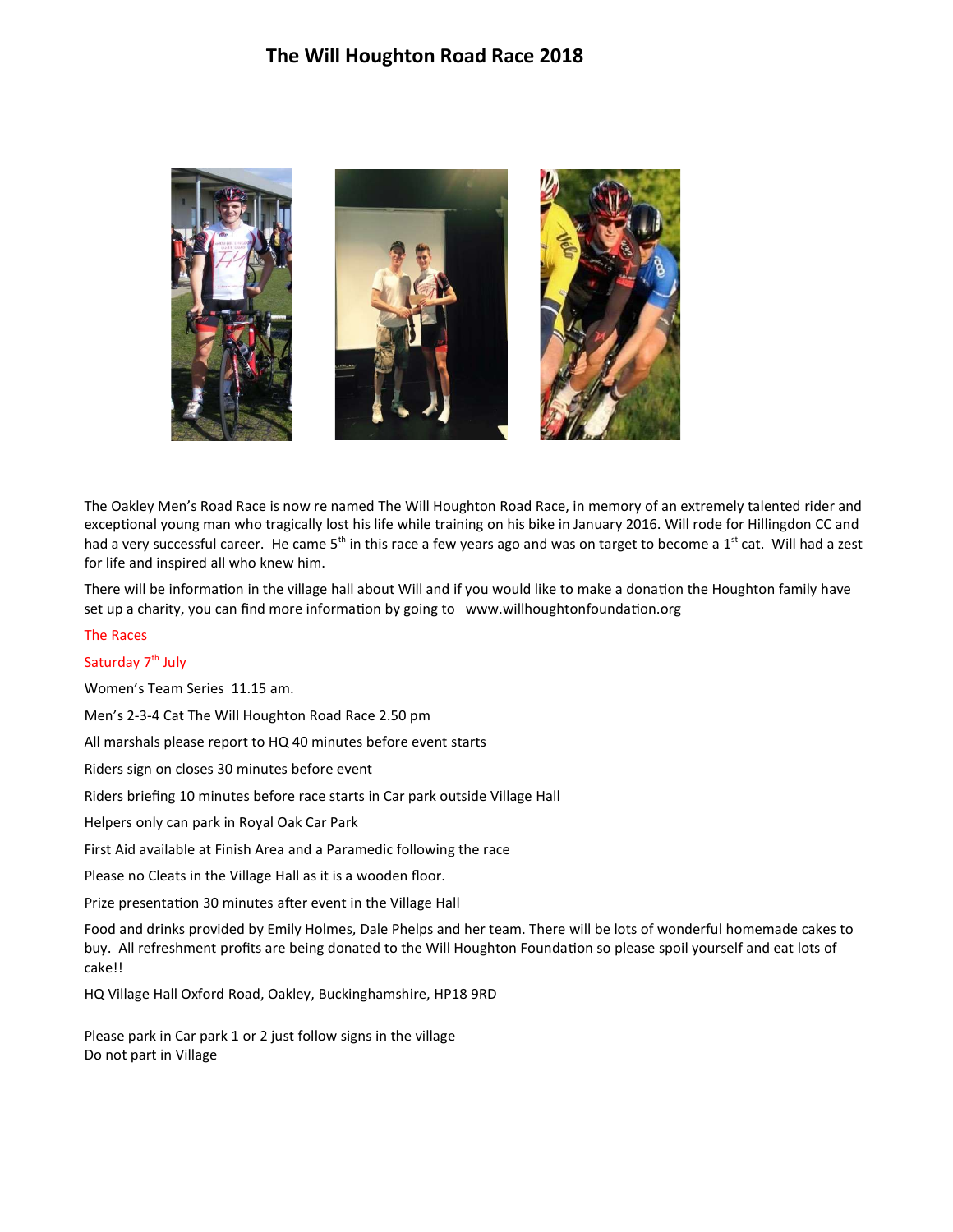# The Will Houghton Road Race 2018

The Oakley Men's Road Race is now re named The Will Houghton Road Race, in memory of an extremely talented rider and exceptional young man who tragically lost his life while training on his bike in January 2016. Will rode for Hillingdon CC and had a very successful career. He came 5th in this race a few years ago and was on target to become a 1st cat. Will had a zest for life and inspired all who knew him.

There will be information in the village hall about Will and if you would like to make a donation the Houghton family have set up a charity, you can find more information by going to www.willhoughtonfoundation.org

The Races

Saturday 7th July

Women's Team Series 11.15 am.

Men's 2-3-4 Cat The Will Houghton Road Race 2.50 pm

All marshals please report to HQ 40 minutes before event starts

Riders sign on closes 30 minutes before event

Riders briefing 10 minutes before race starts in Car park outside Village Hall

Helpers only can park in Royal Oak Car Park

First Aid available at Finish Area and a Paramedic following the race

Please no Cleats in the Village Hall as it is a wooden floor.

Prize presentation 30 minutes after event in the Village Hall

Food and drinks provided by Emily Holmes, Dale Phelps and her team. There will be lots of wonderful homemade cakes to buy. All refreshment profits are being donated to the Will Houghton Foundation so please spoil yourself and eat lots of cake!!

HQ Village Hall Oxford Road, Oakley, Buckinghamshire, HP18 9RD

Please park in Car park 1 or 2 just follow signs in the village
Do not part in Village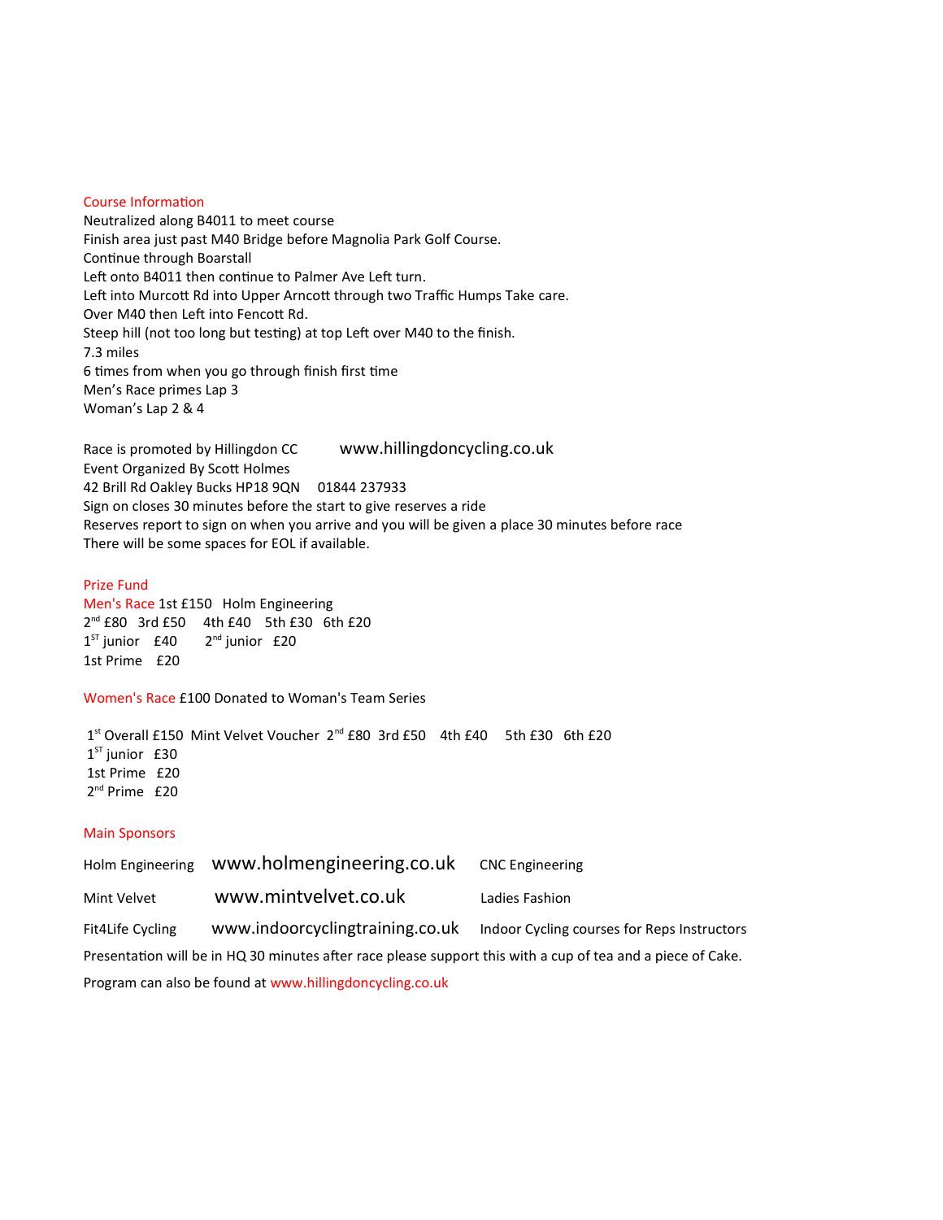## Course Information

Neutralized along B4011 to meet course
Finish area just past M40 Bridge before Magnolia Park Golf Course.
Continue through Boarstall
Left onto B4011 then continue to Palmer Ave Left turn.
Left into Murcott Rd into Upper Arncott through two Traffic Humps Take care.
Over M40 then Left into Fencott Rd.
Steep hill (not too long but testing) at top Left over M40 to the finish.
7.3 miles
6 times from when you go through finish first time
Men's Race primes Lap 3
Woman's Lap 2 & 4

Race is promoted by Hillingdon CC www.hillingdoncycling.co.uk
Event Organized By Scott Holmes
42 Brill Rd Oakley Bucks HP18 9QN 01844 237933
Sign on closes 30 minutes before the start to give reserves a ride
Reserves report to sign on when you arrive and you will be given a place 30 minutes before race
There will be some spaces for EOL if available.

## Prize Fund

**Men's Race** 1st £150 Holm Engineering
2nd £80 3rd £50 4th £40 5th £30 6th £20
1ST junior £40 2nd junior £20
1st Prime £20

**Women's Race** £100 Donated to Woman's Team Series

1st Overall £150 Mint Velvet Voucher 2nd £80 3rd £50 4th £40 5th £30 6th £20
1ST junior £30
1st Prime £20
2nd Prime £20

## Main Sponsors

| | | |
|---|---|---|
| Holm Engineering | www.holmengineering.co.uk | CNC Engineering |
| Mint Velvet | www.mintvelvet.co.uk | Ladies Fashion |
| Fit4Life Cycling | www.indoorcyclingtraining.co.uk | Indoor Cycling courses for Reps Instructors |

Presentation will be in HQ 30 minutes after race please support this with a cup of tea and a piece of Cake.

Program can also be found at www.hillingdoncycling.co.uk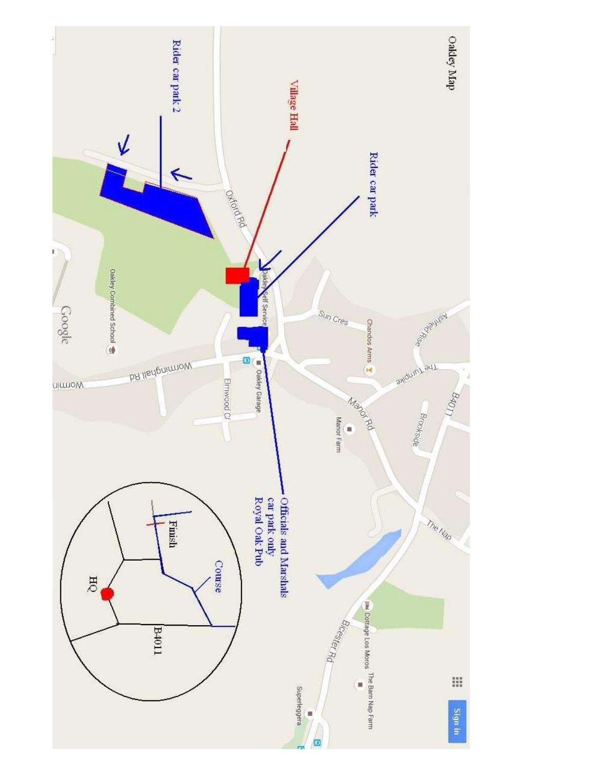Oakley Map

Village Hall

Rider car park

Rider car park 2

Officials and Marshals car park only Royal Oak Pub

Finish

Course

HQ

B4011